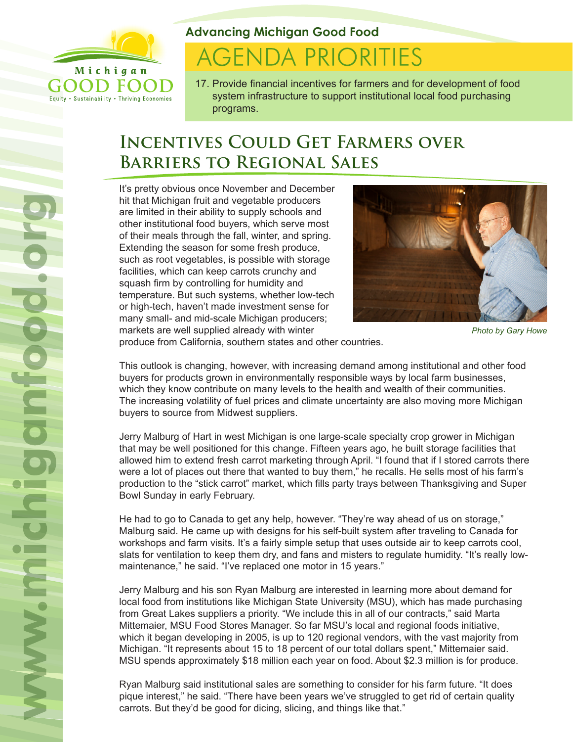Michigan GOOD FOOD

Equity • Sustainability • Thriving Economies

**Advancing Michigan Good Food**

# AGENDA PRIORITIES

17. Provide financial incentives for farmers and for development of food system infrastructure to support institutional local food purchasing programs.

## Incentives Could Get Farmers over Barriers to Regional Sales

It's pretty obvious once November and December hit that Michigan fruit and vegetable producers are limited in their ability to supply schools and other institutional food buyers, which serve most of their meals through the fall, winter, and spring. Extending the season for some fresh produce, such as root vegetables, is possible with storage facilities, which can keep carrots crunchy and squash firm by controlling for humidity and temperature. But such systems, whether low-tech or high-tech, haven't made investment sense for many small- and mid-scale Michigan producers; markets are well supplied already with winter produce from California, southern states and other countries.

*Photo by Gary Howe*

This outlook is changing, however, with increasing demand among institutional and other food buyers for products grown in environmentally responsible ways by local farm businesses, which they know contribute on many levels to the health and wealth of their communities. The increasing volatility of fuel prices and climate uncertainty are also moving more Michigan buyers to source from Midwest suppliers.

Jerry Malburg of Hart in west Michigan is one large-scale specialty crop grower in Michigan that may be well positioned for this change. Fifteen years ago, he built storage facilities that allowed him to extend fresh carrot marketing through April. "I found that if I stored carrots there were a lot of places out there that wanted to buy them," he recalls. He sells most of his farm's production to the "stick carrot" market, which fills party trays between Thanksgiving and Super Bowl Sunday in early February.

He had to go to Canada to get any help, however. "They're way ahead of us on storage," Malburg said. He came up with designs for his self-built system after traveling to Canada for workshops and farm visits. It's a fairly simple setup that uses outside air to keep carrots cool, slats for ventilation to keep them dry, and fans and misters to regulate humidity. "It's really low-maintenance," he said. "I've replaced one motor in 15 years."

Jerry Malburg and his son Ryan Malburg are interested in learning more about demand for local food from institutions like Michigan State University (MSU), which has made purchasing from Great Lakes suppliers a priority. "We include this in all of our contracts," said Marta Mittemaier, MSU Food Stores Manager. So far MSU's local and regional foods initiative, which it began developing in 2005, is up to 120 regional vendors, with the vast majority from Michigan. "It represents about 15 to 18 percent of our total dollars spent," Mittemaier said. MSU spends approximately $18 million each year on food. About $2.3 million is for produce.

Ryan Malburg said institutional sales are something to consider for his farm future. "It does pique interest," he said. "There have been years we've struggled to get rid of certain quality carrots. But they'd be good for dicing, slicing, and things like that."

www.michiganfood.org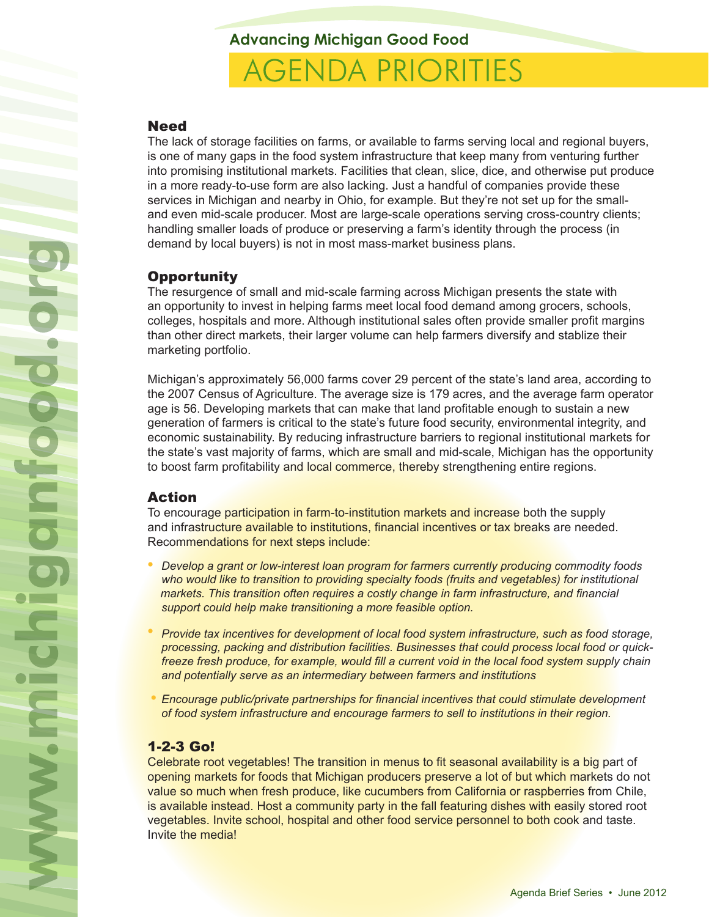**Advancing Michigan Good Food**

# AGENDA PRIORITIES

## Need

The lack of storage facilities on farms, or available to farms serving local and regional buyers, is one of many gaps in the food system infrastructure that keep many from venturing further into promising institutional markets. Facilities that clean, slice, dice, and otherwise put produce in a more ready-to-use form are also lacking. Just a handful of companies provide these services in Michigan and nearby in Ohio, for example. But they're not set up for the small- and even mid-scale producer. Most are large-scale operations serving cross-country clients; handling smaller loads of produce or preserving a farm's identity through the process (in demand by local buyers) is not in most mass-market business plans.

## Opportunity

The resurgence of small and mid-scale farming across Michigan presents the state with an opportunity to invest in helping farms meet local food demand among grocers, schools, colleges, hospitals and more. Although institutional sales often provide smaller profit margins than other direct markets, their larger volume can help farmers diversify and stablize their marketing portfolio.

Michigan's approximately 56,000 farms cover 29 percent of the state's land area, according to the 2007 Census of Agriculture. The average size is 179 acres, and the average farm operator age is 56. Developing markets that can make that land profitable enough to sustain a new generation of farmers is critical to the state's future food security, environmental integrity, and economic sustainability. By reducing infrastructure barriers to regional institutional markets for the state's vast majority of farms, which are small and mid-scale, Michigan has the opportunity to boost farm profitability and local commerce, thereby strengthening entire regions.

## Action

To encourage participation in farm-to-institution markets and increase both the supply and infrastructure available to institutions, financial incentives or tax breaks are needed. Recommendations for next steps include:

- *Develop a grant or low-interest loan program for farmers currently producing commodity foods who would like to transition to providing specialty foods (fruits and vegetables) for institutional markets. This transition often requires a costly change in farm infrastructure, and financial support could help make transitioning a more feasible option.*
- *Provide tax incentives for development of local food system infrastructure, such as food storage, processing, packing and distribution facilities. Businesses that could process local food or quick-freeze fresh produce, for example, would fill a current void in the local food system supply chain and potentially serve as an intermediary between farmers and institutions*
- *Encourage public/private partnerships for financial incentives that could stimulate development of food system infrastructure and encourage farmers to sell to institutions in their region.*

## 1-2-3 Go!

Celebrate root vegetables! The transition in menus to fit seasonal availability is a big part of opening markets for foods that Michigan producers preserve a lot of but which markets do not value so much when fresh produce, like cucumbers from California or raspberries from Chile, is available instead. Host a community party in the fall featuring dishes with easily stored root vegetables. Invite school, hospital and other food service personnel to both cook and taste. Invite the media!

www.michiganfood.org

Agenda Brief Series • June 2012